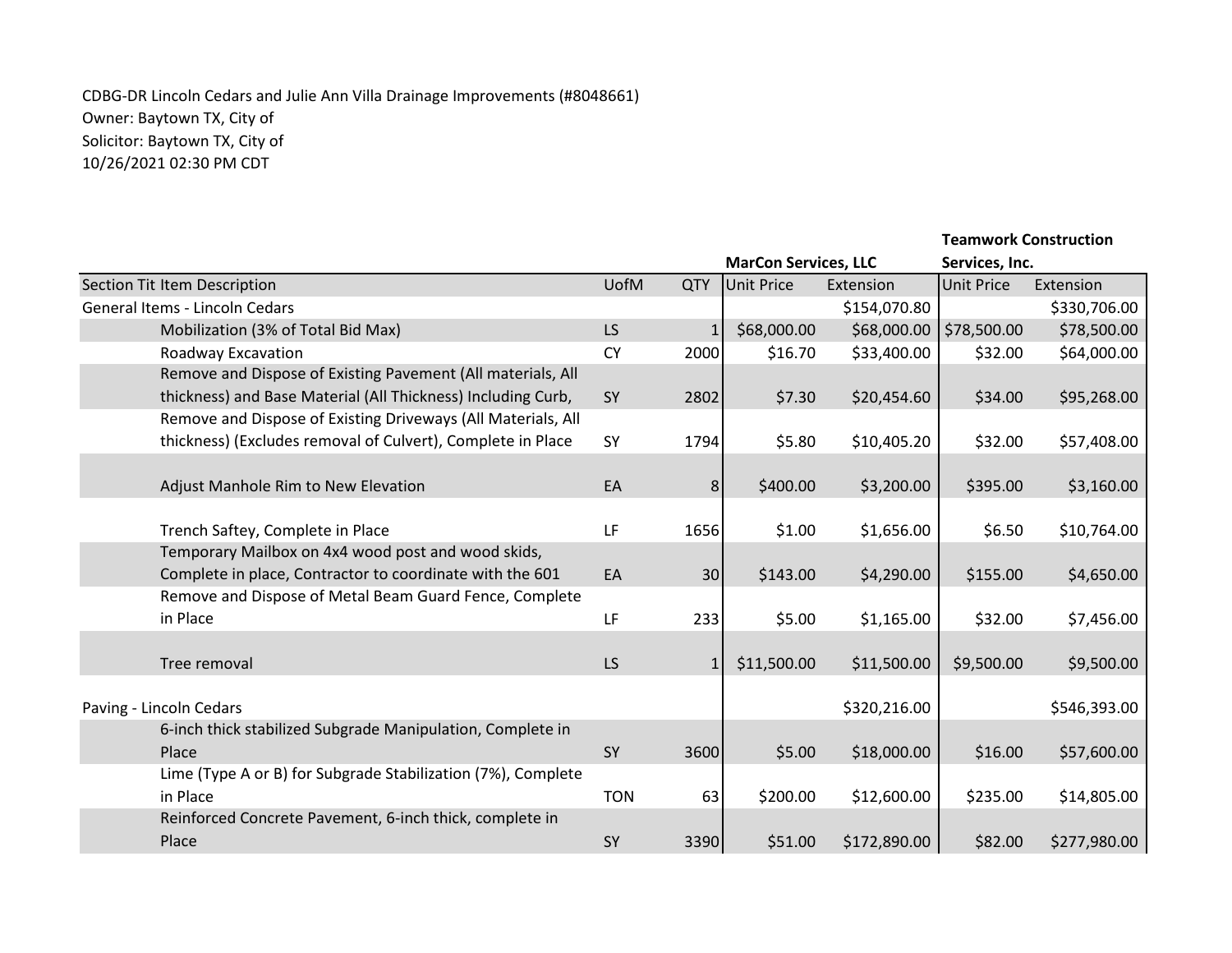CDBG-DR Lincoln Cedars and Julie Ann Villa Drainage Improvements (#8048661)
Owner: Baytown TX, City of
Solicitor: Baytown TX, City of
10/26/2021 02:30 PM CDT

| | | | MarCon Services, LLC | | Teamwork Construction Services, Inc. | |
|---|---|---|---|---|---|---|
| Section Tit Item Description | UofM | QTY | Unit Price | Extension | Unit Price | Extension |
| General Items - Lincoln Cedars | | | | $154,070.80 | | $330,706.00 |
| Mobilization (3% of Total Bid Max) | LS | 1 | $68,000.00 | $68,000.00 | $78,500.00 | $78,500.00 |
| Roadway Excavation | CY | 2000 | $16.70 | $33,400.00 | $32.00 | $64,000.00 |
| Remove and Dispose of Existing Pavement (All materials, All thickness) and Base Material (All Thickness) Including Curb, | SY | 2802 | $7.30 | $20,454.60 | $34.00 | $95,268.00 |
| Remove and Dispose of Existing Driveways (All Materials, All thickness) (Excludes removal of Culvert), Complete in Place | SY | 1794 | $5.80 | $10,405.20 | $32.00 | $57,408.00 |
| Adjust Manhole Rim to New Elevation | EA | 8 | $400.00 | $3,200.00 | $395.00 | $3,160.00 |
| Trench Saftey, Complete in Place | LF | 1656 | $1.00 | $1,656.00 | $6.50 | $10,764.00 |
| Temporary Mailbox on 4x4 wood post and wood skids, Complete in place, Contractor to coordinate with the 601 | EA | 30 | $143.00 | $4,290.00 | $155.00 | $4,650.00 |
| Remove and Dispose of Metal Beam Guard Fence, Complete in Place | LF | 233 | $5.00 | $1,165.00 | $32.00 | $7,456.00 |
| Tree removal | LS | 1 | $11,500.00 | $11,500.00 | $9,500.00 | $9,500.00 |
| Paving - Lincoln Cedars | | | | $320,216.00 | | $546,393.00 |
| 6-inch thick stabilized Subgrade Manipulation, Complete in Place | SY | 3600 | $5.00 | $18,000.00 | $16.00 | $57,600.00 |
| Lime (Type A or B) for Subgrade Stabilization (7%), Complete in Place | TON | 63 | $200.00 | $12,600.00 | $235.00 | $14,805.00 |
| Reinforced Concrete Pavement, 6-inch thick, complete in Place | SY | 3390 | $51.00 | $172,890.00 | $82.00 | $277,980.00 |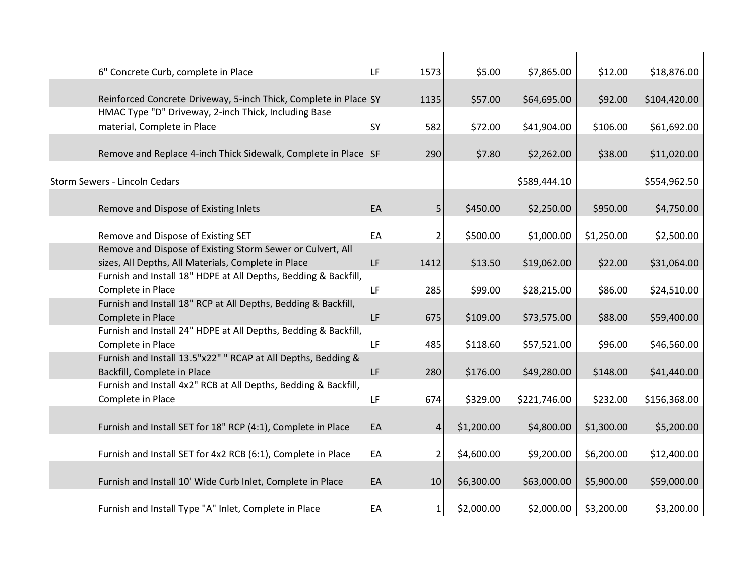| | | | | | | |
|---|---|---|---|---|---|---|
| 6" Concrete Curb, complete in Place | LF | 1573 | $5.00 | $7,865.00 | $12.00 | $18,876.00 |
| Reinforced Concrete Driveway, 5-inch Thick, Complete in Place | SY | 1135 | $57.00 | $64,695.00 | $92.00 | $104,420.00 |
| HMAC Type "D" Driveway, 2-inch Thick, Including Base material, Complete in Place | SY | 582 | $72.00 | $41,904.00 | $106.00 | $61,692.00 |
| Remove and Replace 4-inch Thick Sidewalk, Complete in Place | SF | 290 | $7.80 | $2,262.00 | $38.00 | $11,020.00 |
| Storm Sewers - Lincoln Cedars | | | | $589,444.10 | | $554,962.50 |
| Remove and Dispose of Existing Inlets | EA | 5 | $450.00 | $2,250.00 | $950.00 | $4,750.00 |
| Remove and Dispose of Existing SET | EA | 2 | $500.00 | $1,000.00 | $1,250.00 | $2,500.00 |
| Remove and Dispose of Existing Storm Sewer or Culvert, All sizes, All Depths, All Materials, Complete in Place | LF | 1412 | $13.50 | $19,062.00 | $22.00 | $31,064.00 |
| Furnish and Install 18" HDPE at All Depths, Bedding & Backfill, Complete in Place | LF | 285 | $99.00 | $28,215.00 | $86.00 | $24,510.00 |
| Furnish and Install 18" RCP at All Depths, Bedding & Backfill, Complete in Place | LF | 675 | $109.00 | $73,575.00 | $88.00 | $59,400.00 |
| Furnish and Install 24" HDPE at All Depths, Bedding & Backfill, Complete in Place | LF | 485 | $118.60 | $57,521.00 | $96.00 | $46,560.00 |
| Furnish and Install 13.5"x22" " RCAP at All Depths, Bedding & Backfill, Complete in Place | LF | 280 | $176.00 | $49,280.00 | $148.00 | $41,440.00 |
| Furnish and Install 4x2" RCB at All Depths, Bedding & Backfill, Complete in Place | LF | 674 | $329.00 | $221,746.00 | $232.00 | $156,368.00 |
| Furnish and Install SET for 18" RCP (4:1), Complete in Place | EA | 4 | $1,200.00 | $4,800.00 | $1,300.00 | $5,200.00 |
| Furnish and Install SET for 4x2 RCB (6:1), Complete in Place | EA | 2 | $4,600.00 | $9,200.00 | $6,200.00 | $12,400.00 |
| Furnish and Install 10' Wide Curb Inlet, Complete in Place | EA | 10 | $6,300.00 | $63,000.00 | $5,900.00 | $59,000.00 |
| Furnish and Install Type "A" Inlet, Complete in Place | EA | 1 | $2,000.00 | $2,000.00 | $3,200.00 | $3,200.00 |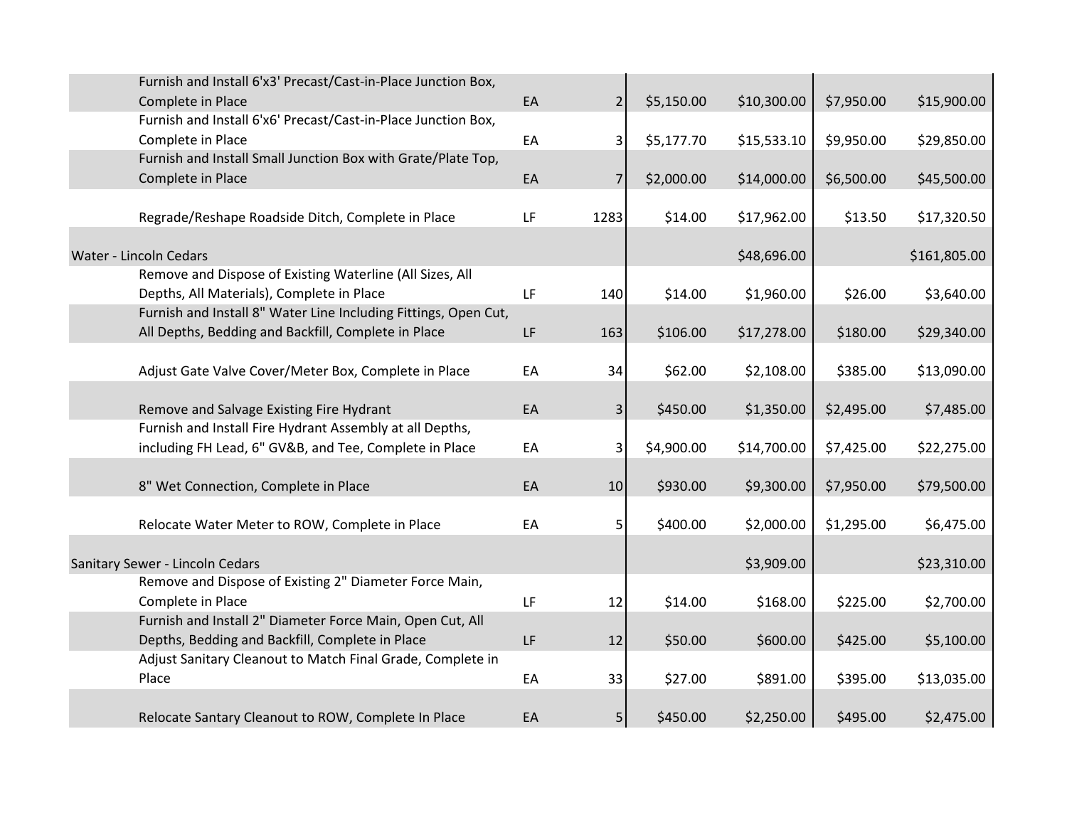| Description | Unit | Qty | Unit Price | Total | Unit Price | Total |
|---|---|---|---|---|---|---|
| Furnish and Install 6'x3' Precast/Cast-in-Place Junction Box, Complete in Place | EA | 2 | $5,150.00 | $10,300.00 | $7,950.00 | $15,900.00 |
| Furnish and Install 6'x6' Precast/Cast-in-Place Junction Box, Complete in Place | EA | 3 | $5,177.70 | $15,533.10 | $9,950.00 | $29,850.00 |
| Furnish and Install Small Junction Box with Grate/Plate Top, Complete in Place | EA | 7 | $2,000.00 | $14,000.00 | $6,500.00 | $45,500.00 |
| Regrade/Reshape Roadside Ditch, Complete in Place | LF | 1283 | $14.00 | $17,962.00 | $13.50 | $17,320.50 |
| Water - Lincoln Cedars | | | | $48,696.00 | | $161,805.00 |
| Remove and Dispose of Existing Waterline (All Sizes, All Depths, All Materials), Complete in Place | LF | 140 | $14.00 | $1,960.00 | $26.00 | $3,640.00 |
| Furnish and Install 8" Water Line Including Fittings, Open Cut, All Depths, Bedding and Backfill, Complete in Place | LF | 163 | $106.00 | $17,278.00 | $180.00 | $29,340.00 |
| Adjust Gate Valve Cover/Meter Box, Complete in Place | EA | 34 | $62.00 | $2,108.00 | $385.00 | $13,090.00 |
| Remove and Salvage Existing Fire Hydrant | EA | 3 | $450.00 | $1,350.00 | $2,495.00 | $7,485.00 |
| Furnish and Install Fire Hydrant Assembly at all Depths, including FH Lead, 6" GV&B, and Tee, Complete in Place | EA | 3 | $4,900.00 | $14,700.00 | $7,425.00 | $22,275.00 |
| 8" Wet Connection, Complete in Place | EA | 10 | $930.00 | $9,300.00 | $7,950.00 | $79,500.00 |
| Relocate Water Meter to ROW, Complete in Place | EA | 5 | $400.00 | $2,000.00 | $1,295.00 | $6,475.00 |
| Sanitary Sewer - Lincoln Cedars | | | | $3,909.00 | | $23,310.00 |
| Remove and Dispose of Existing 2" Diameter Force Main, Complete in Place | LF | 12 | $14.00 | $168.00 | $225.00 | $2,700.00 |
| Furnish and Install 2" Diameter Force Main, Open Cut, All Depths, Bedding and Backfill, Complete in Place | LF | 12 | $50.00 | $600.00 | $425.00 | $5,100.00 |
| Adjust Sanitary Cleanout to Match Final Grade, Complete in Place | EA | 33 | $27.00 | $891.00 | $395.00 | $13,035.00 |
| Relocate Santary Cleanout to ROW, Complete In Place | EA | 5 | $450.00 | $2,250.00 | $495.00 | $2,475.00 |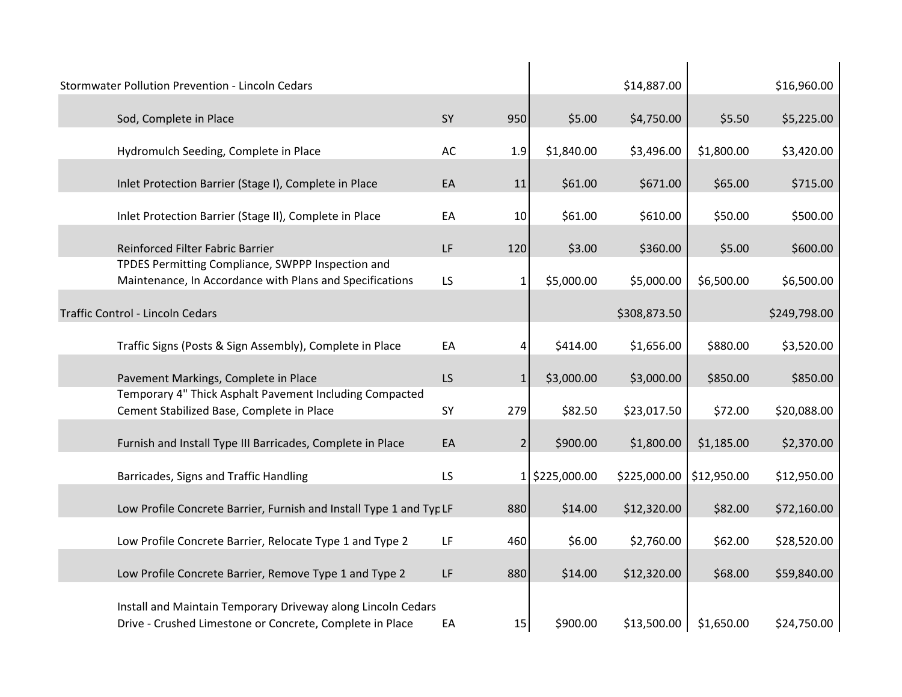| Description | Unit | Qty | Unit Price | Total | Unit Price | Total |
|---|---|---|---|---|---|---|
| Stormwater Pollution Prevention - Lincoln Cedars | | | | $14,887.00 | | $16,960.00 |
| Sod, Complete in Place | SY | 950 | $5.00 | $4,750.00 | $5.50 | $5,225.00 |
| Hydromulch Seeding, Complete in Place | AC | 1.9 | $1,840.00 | $3,496.00 | $1,800.00 | $3,420.00 |
| Inlet Protection Barrier (Stage I), Complete in Place | EA | 11 | $61.00 | $671.00 | $65.00 | $715.00 |
| Inlet Protection Barrier (Stage II), Complete in Place | EA | 10 | $61.00 | $610.00 | $50.00 | $500.00 |
| Reinforced Filter Fabric Barrier | LF | 120 | $3.00 | $360.00 | $5.00 | $600.00 |
| TPDES Permitting Compliance, SWPPP Inspection and Maintenance, In Accordance with Plans and Specifications | LS | 1 | $5,000.00 | $5,000.00 | $6,500.00 | $6,500.00 |
| Traffic Control - Lincoln Cedars | | | | $308,873.50 | | $249,798.00 |
| Traffic Signs (Posts & Sign Assembly), Complete in Place | EA | 4 | $414.00 | $1,656.00 | $880.00 | $3,520.00 |
| Pavement Markings, Complete in Place | LS | 1 | $3,000.00 | $3,000.00 | $850.00 | $850.00 |
| Temporary 4" Thick Asphalt Pavement Including Compacted Cement Stabilized Base, Complete in Place | SY | 279 | $82.50 | $23,017.50 | $72.00 | $20,088.00 |
| Furnish and Install Type III Barricades, Complete in Place | EA | 2 | $900.00 | $1,800.00 | $1,185.00 | $2,370.00 |
| Barricades, Signs and Traffic Handling | LS | 1 | $225,000.00 | $225,000.00 | $12,950.00 | $12,950.00 |
| Low Profile Concrete Barrier, Furnish and Install Type 1 and Typ | LF | 880 | $14.00 | $12,320.00 | $82.00 | $72,160.00 |
| Low Profile Concrete Barrier, Relocate Type 1 and Type 2 | LF | 460 | $6.00 | $2,760.00 | $62.00 | $28,520.00 |
| Low Profile Concrete Barrier, Remove Type 1 and Type 2 | LF | 880 | $14.00 | $12,320.00 | $68.00 | $59,840.00 |
| Install and Maintain Temporary Driveway along Lincoln Cedars Drive - Crushed Limestone or Concrete, Complete in Place | EA | 15 | $900.00 | $13,500.00 | $1,650.00 | $24,750.00 |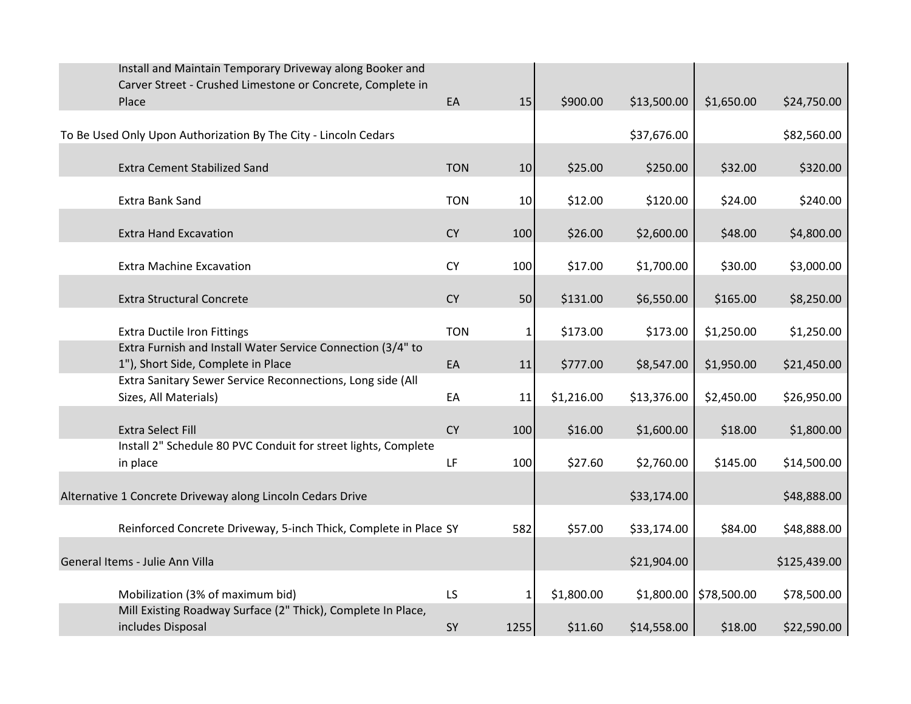| Description | Unit | Qty | Unit Price | Amount | Unit Price | Amount |
|---|---|---|---|---|---|---|
| Install and Maintain Temporary Driveway along Booker and Carver Street - Crushed Limestone or Concrete, Complete in Place | EA | 15 | $900.00 | $13,500.00 | $1,650.00 | $24,750.00 |
| To Be Used Only Upon Authorization By The City - Lincoln Cedars | | | | $37,676.00 | | $82,560.00 |
| Extra Cement Stabilized Sand | TON | 10 | $25.00 | $250.00 | $32.00 | $320.00 |
| Extra Bank Sand | TON | 10 | $12.00 | $120.00 | $24.00 | $240.00 |
| Extra Hand Excavation | CY | 100 | $26.00 | $2,600.00 | $48.00 | $4,800.00 |
| Extra Machine Excavation | CY | 100 | $17.00 | $1,700.00 | $30.00 | $3,000.00 |
| Extra Structural Concrete | CY | 50 | $131.00 | $6,550.00 | $165.00 | $8,250.00 |
| Extra Ductile Iron Fittings | TON | 1 | $173.00 | $173.00 | $1,250.00 | $1,250.00 |
| Extra Furnish and Install Water Service Connection (3/4" to 1"), Short Side, Complete in Place | EA | 11 | $777.00 | $8,547.00 | $1,950.00 | $21,450.00 |
| Extra Sanitary Sewer Service Reconnections, Long side (All Sizes, All Materials) | EA | 11 | $1,216.00 | $13,376.00 | $2,450.00 | $26,950.00 |
| Extra Select Fill | CY | 100 | $16.00 | $1,600.00 | $18.00 | $1,800.00 |
| Install 2" Schedule 80 PVC Conduit for street lights, Complete in place | LF | 100 | $27.60 | $2,760.00 | $145.00 | $14,500.00 |
| Alternative 1 Concrete Driveway along Lincoln Cedars Drive | | | | $33,174.00 | | $48,888.00 |
| Reinforced Concrete Driveway, 5-inch Thick, Complete in Place | SY | 582 | $57.00 | $33,174.00 | $84.00 | $48,888.00 |
| General Items - Julie Ann Villa | | | | $21,904.00 | | $125,439.00 |
| Mobilization (3% of maximum bid) | LS | 1 | $1,800.00 | $1,800.00 | $78,500.00 | $78,500.00 |
| Mill Existing Roadway Surface (2" Thick), Complete In Place, includes Disposal | SY | 1255 | $11.60 | $14,558.00 | $18.00 | $22,590.00 |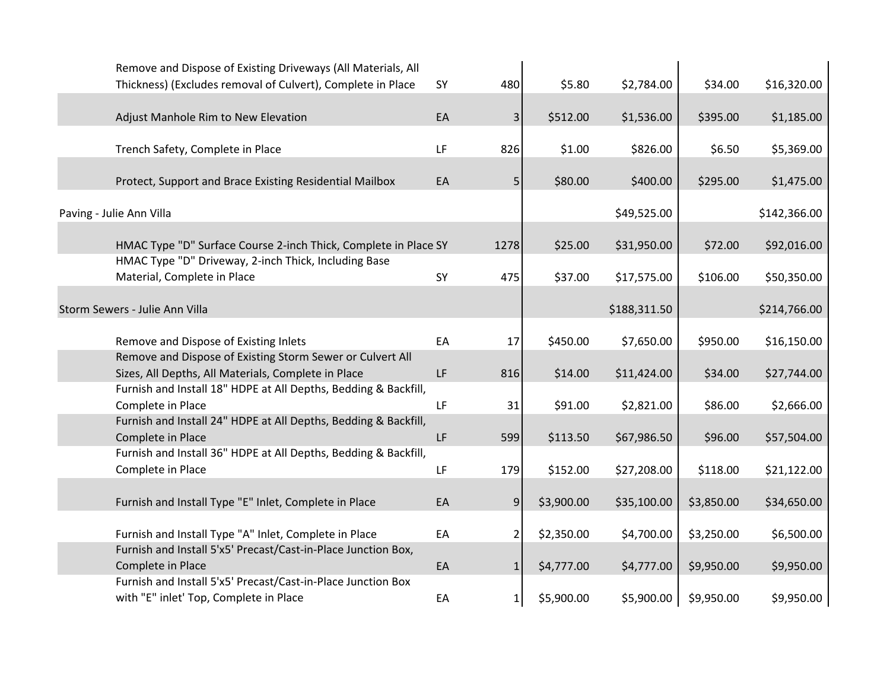| | | | | | | |
|---|---|---|---|---|---|---|
| Remove and Dispose of Existing Driveways (All Materials, All Thickness) (Excludes removal of Culvert), Complete in Place | SY | 480 | $5.80 | $2,784.00 | $34.00 | $16,320.00 |
| Adjust Manhole Rim to New Elevation | EA | 3 | $512.00 | $1,536.00 | $395.00 | $1,185.00 |
| Trench Safety, Complete in Place | LF | 826 | $1.00 | $826.00 | $6.50 | $5,369.00 |
| Protect, Support and Brace Existing Residential Mailbox | EA | 5 | $80.00 | $400.00 | $295.00 | $1,475.00 |
| Paving - Julie Ann Villa | | | | $49,525.00 | | $142,366.00 |
| HMAC Type "D" Surface Course 2-inch Thick, Complete in Place | SY | 1278 | $25.00 | $31,950.00 | $72.00 | $92,016.00 |
| HMAC Type "D" Driveway, 2-inch Thick, Including Base Material, Complete in Place | SY | 475 | $37.00 | $17,575.00 | $106.00 | $50,350.00 |
| Storm Sewers - Julie Ann Villa | | | | $188,311.50 | | $214,766.00 |
| Remove and Dispose of Existing Inlets | EA | 17 | $450.00 | $7,650.00 | $950.00 | $16,150.00 |
| Remove and Dispose of Existing Storm Sewer or Culvert All Sizes, All Depths, All Materials, Complete in Place | LF | 816 | $14.00 | $11,424.00 | $34.00 | $27,744.00 |
| Furnish and Install 18" HDPE at All Depths, Bedding & Backfill, Complete in Place | LF | 31 | $91.00 | $2,821.00 | $86.00 | $2,666.00 |
| Furnish and Install 24" HDPE at All Depths, Bedding & Backfill, Complete in Place | LF | 599 | $113.50 | $67,986.50 | $96.00 | $57,504.00 |
| Furnish and Install 36" HDPE at All Depths, Bedding & Backfill, Complete in Place | LF | 179 | $152.00 | $27,208.00 | $118.00 | $21,122.00 |
| Furnish and Install Type "E" Inlet, Complete in Place | EA | 9 | $3,900.00 | $35,100.00 | $3,850.00 | $34,650.00 |
| Furnish and Install Type "A" Inlet, Complete in Place | EA | 2 | $2,350.00 | $4,700.00 | $3,250.00 | $6,500.00 |
| Furnish and Install 5'x5' Precast/Cast-in-Place Junction Box, Complete in Place | EA | 1 | $4,777.00 | $4,777.00 | $9,950.00 | $9,950.00 |
| Furnish and Install 5'x5' Precast/Cast-in-Place Junction Box with "E" inlet' Top, Complete in Place | EA | 1 | $5,900.00 | $5,900.00 | $9,950.00 | $9,950.00 |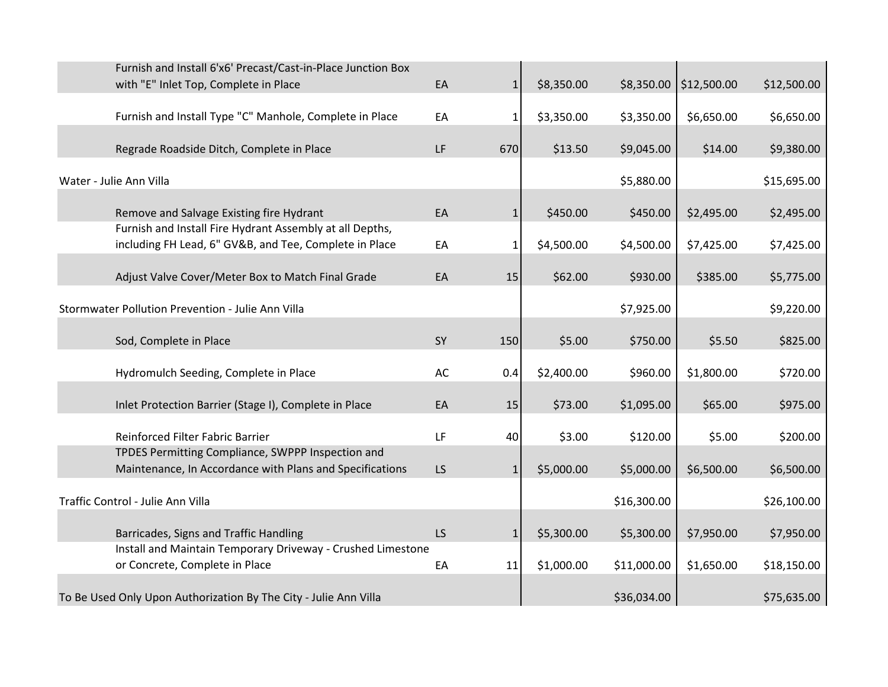| Description | Unit | Qty | Unit Price | Total | Unit Price | Total |
|---|---|---|---|---|---|---|
| Furnish and Install 6'x6' Precast/Cast-in-Place Junction Box with "E" Inlet Top, Complete in Place | EA | 1 | $8,350.00 | $8,350.00 | $12,500.00 | $12,500.00 |
| Furnish and Install Type "C" Manhole, Complete in Place | EA | 1 | $3,350.00 | $3,350.00 | $6,650.00 | $6,650.00 |
| Regrade Roadside Ditch, Complete in Place | LF | 670 | $13.50 | $9,045.00 | $14.00 | $9,380.00 |
| Water - Julie Ann Villa | | | | $5,880.00 | | $15,695.00 |
| Remove and Salvage Existing fire Hydrant | EA | 1 | $450.00 | $450.00 | $2,495.00 | $2,495.00 |
| Furnish and Install Fire Hydrant Assembly at all Depths, including FH Lead, 6" GV&B, and Tee, Complete in Place | EA | 1 | $4,500.00 | $4,500.00 | $7,425.00 | $7,425.00 |
| Adjust Valve Cover/Meter Box to Match Final Grade | EA | 15 | $62.00 | $930.00 | $385.00 | $5,775.00 |
| Stormwater Pollution Prevention - Julie Ann Villa | | | | $7,925.00 | | $9,220.00 |
| Sod, Complete in Place | SY | 150 | $5.00 | $750.00 | $5.50 | $825.00 |
| Hydromulch Seeding, Complete in Place | AC | 0.4 | $2,400.00 | $960.00 | $1,800.00 | $720.00 |
| Inlet Protection Barrier (Stage I), Complete in Place | EA | 15 | $73.00 | $1,095.00 | $65.00 | $975.00 |
| Reinforced Filter Fabric Barrier | LF | 40 | $3.00 | $120.00 | $5.00 | $200.00 |
| TPDES Permitting Compliance, SWPPP Inspection and Maintenance, In Accordance with Plans and Specifications | LS | 1 | $5,000.00 | $5,000.00 | $6,500.00 | $6,500.00 |
| Traffic Control - Julie Ann Villa | | | | $16,300.00 | | $26,100.00 |
| Barricades, Signs and Traffic Handling | LS | 1 | $5,300.00 | $5,300.00 | $7,950.00 | $7,950.00 |
| Install and Maintain Temporary Driveway - Crushed Limestone or Concrete, Complete in Place | EA | 11 | $1,000.00 | $11,000.00 | $1,650.00 | $18,150.00 |
| To Be Used Only Upon Authorization By The City - Julie Ann Villa | | | | $36,034.00 | | $75,635.00 |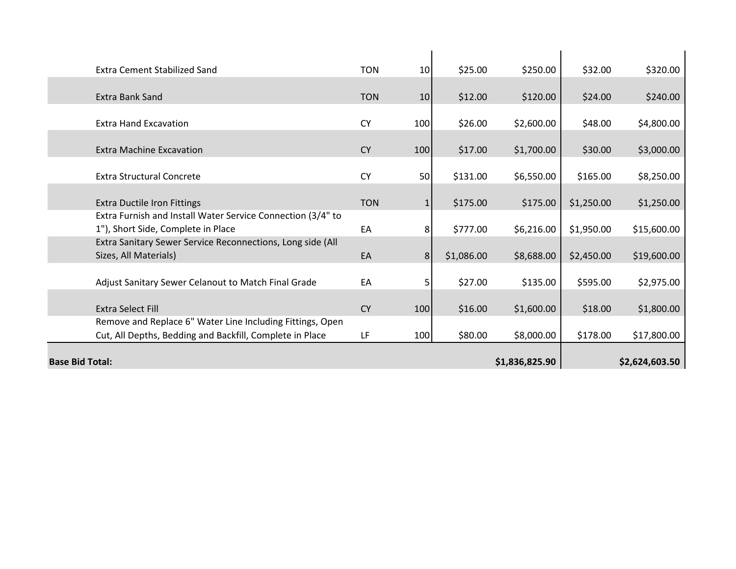| | | | | | | |
|---|---|---|---|---|---|---|
| Extra Cement Stabilized Sand | TON | 10 | $25.00 | $250.00 | $32.00 | $320.00 |
| Extra Bank Sand | TON | 10 | $12.00 | $120.00 | $24.00 | $240.00 |
| Extra Hand Excavation | CY | 100 | $26.00 | $2,600.00 | $48.00 | $4,800.00 |
| Extra Machine Excavation | CY | 100 | $17.00 | $1,700.00 | $30.00 | $3,000.00 |
| Extra Structural Concrete | CY | 50 | $131.00 | $6,550.00 | $165.00 | $8,250.00 |
| Extra Ductile Iron Fittings | TON | 1 | $175.00 | $175.00 | $1,250.00 | $1,250.00 |
| Extra Furnish and Install Water Service Connection (3/4" to 1"), Short Side, Complete in Place | EA | 8 | $777.00 | $6,216.00 | $1,950.00 | $15,600.00 |
| Extra Sanitary Sewer Service Reconnections, Long side (All Sizes, All Materials) | EA | 8 | $1,086.00 | $8,688.00 | $2,450.00 | $19,600.00 |
| Adjust Sanitary Sewer Celanout to Match Final Grade | EA | 5 | $27.00 | $135.00 | $595.00 | $2,975.00 |
| Extra Select Fill | CY | 100 | $16.00 | $1,600.00 | $18.00 | $1,800.00 |
| Remove and Replace 6" Water Line Including Fittings, Open Cut, All Depths, Bedding and Backfill, Complete in Place | LF | 100 | $80.00 | $8,000.00 | $178.00 | $17,800.00 |
| **Base Bid Total:** | | | | **$1,836,825.90** | | **$2,624,603.50** |